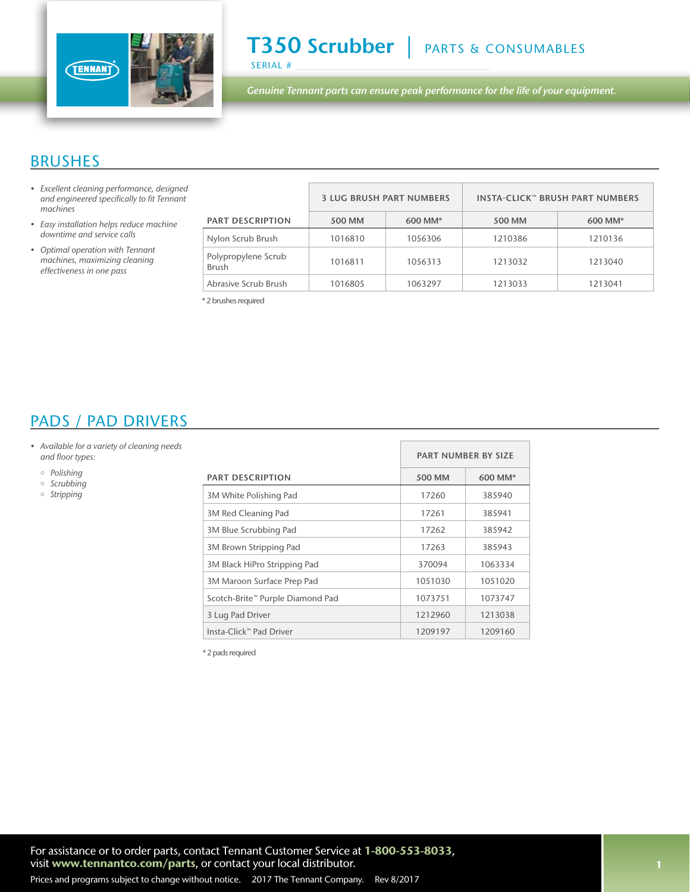# T350 Scrubber | PARTS & CONSUMABLES

SERIAL # ______________________

*Genuine Tennant parts can ensure peak performance for the life of your equipment.*

## BRUSHES

- *Excellent cleaning performance, designed and engineered specifically to fit Tennant machines*
- *Easy installation helps reduce machine downtime and service calls*
- *Optimal operation with Tennant machines, maximizing cleaning effectiveness in one pass*

| PART DESCRIPTION | 3 LUG BRUSH PART NUMBERS | | INSTA-CLICK™ BRUSH PART NUMBERS | |
|---|---|---|---|---|
| | 500 MM | 600 MM* | 500 MM | 600 MM* |
| Nylon Scrub Brush | 1016810 | 1056306 | 1210386 | 1210136 |
| Polypropylene Scrub Brush | 1016811 | 1056313 | 1213032 | 1213040 |
| Abrasive Scrub Brush | 1016805 | 1063297 | 1213033 | 1213041 |

\* 2 brushes required

## PADS / PAD DRIVERS

- *Available for a variety of cleaning needs and floor types:*
  - *Polishing*
  - *Scrubbing*
  - *Stripping*

| PART DESCRIPTION | PART NUMBER BY SIZE | |
|---|---|---|
| | 500 MM | 600 MM* |
| 3M White Polishing Pad | 17260 | 385940 |
| 3M Red Cleaning Pad | 17261 | 385941 |
| 3M Blue Scrubbing Pad | 17262 | 385942 |
| 3M Brown Stripping Pad | 17263 | 385943 |
| 3M Black HiPro Stripping Pad | 370094 | 1063334 |
| 3M Maroon Surface Prep Pad | 1051030 | 1051020 |
| Scotch-Brite™ Purple Diamond Pad | 1073751 | 1073747 |
| 3 Lug Pad Driver | 1212960 | 1213038 |
| Insta-Click™ Pad Driver | 1209197 | 1209160 |

\* 2 pads required

For assistance or to order parts, contact Tennant Customer Service at **1-800-553-8033**, visit **www.tennantco.com/parts**, or contact your local distributor.

Prices and programs subject to change without notice. 2017 The Tennant Company. Rev 8/2017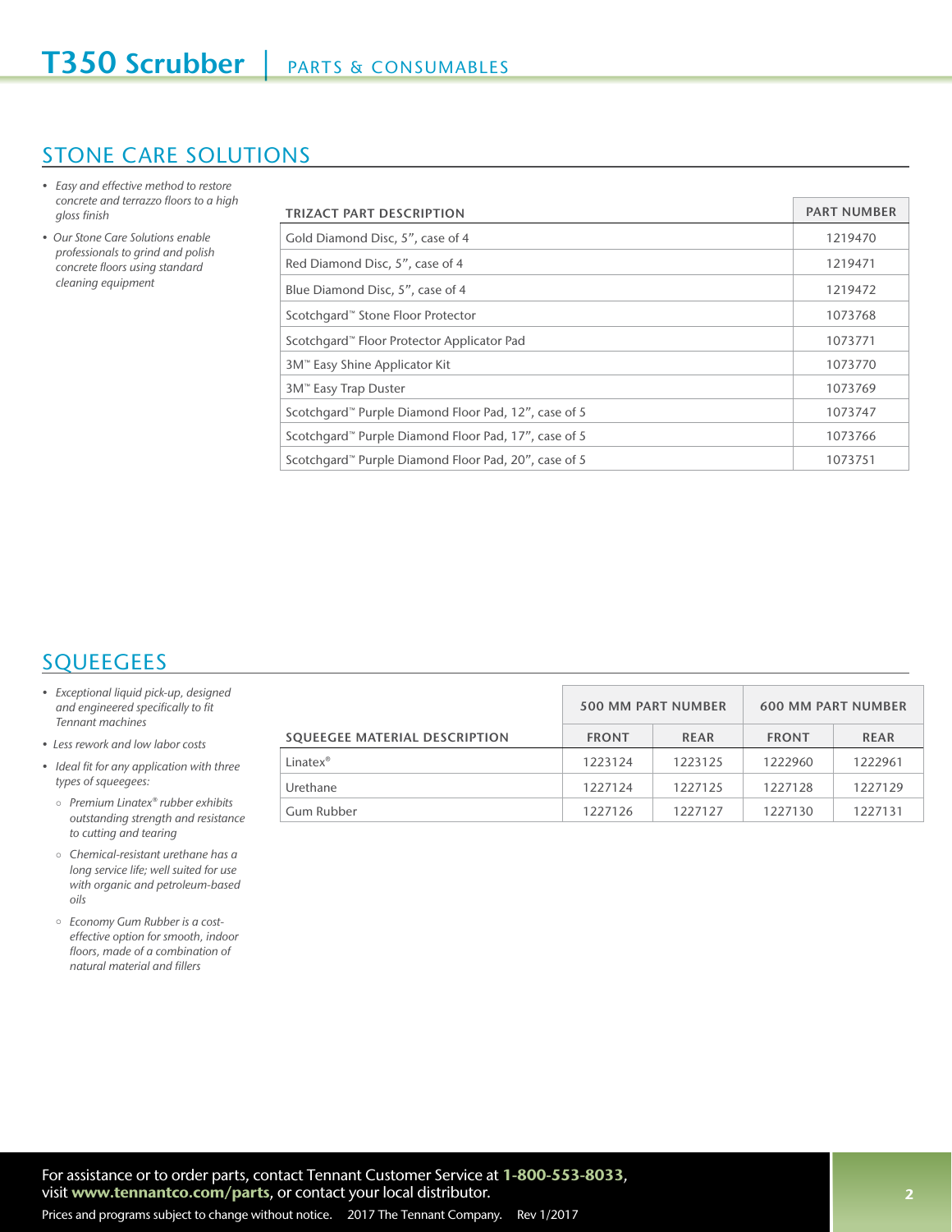# T350 Scrubber | PARTS & CONSUMABLES

## STONE CARE SOLUTIONS

- *Easy and effective method to restore concrete and terrazzo floors to a high gloss finish*
- *Our Stone Care Solutions enable professionals to grind and polish concrete floors using standard cleaning equipment*

| TRIZACT PART DESCRIPTION | PART NUMBER |
|---|---|
| Gold Diamond Disc, 5", case of 4 | 1219470 |
| Red Diamond Disc, 5", case of 4 | 1219471 |
| Blue Diamond Disc, 5", case of 4 | 1219472 |
| Scotchgard™ Stone Floor Protector | 1073768 |
| Scotchgard™ Floor Protector Applicator Pad | 1073771 |
| 3M™ Easy Shine Applicator Kit | 1073770 |
| 3M™ Easy Trap Duster | 1073769 |
| Scotchgard™ Purple Diamond Floor Pad, 12", case of 5 | 1073747 |
| Scotchgard™ Purple Diamond Floor Pad, 17", case of 5 | 1073766 |
| Scotchgard™ Purple Diamond Floor Pad, 20", case of 5 | 1073751 |

## SQUEEGEES

- *Exceptional liquid pick-up, designed and engineered specifically to fit Tennant machines*
- *Less rework and low labor costs*
- *Ideal fit for any application with three types of squeegees:*
  - *Premium Linatex® rubber exhibits outstanding strength and resistance to cutting and tearing*
  - *Chemical-resistant urethane has a long service life; well suited for use with organic and petroleum-based oils*
  - *Economy Gum Rubber is a cost-effective option for smooth, indoor floors, made of a combination of natural material and fillers*

| SQUEEGEE MATERIAL DESCRIPTION | 500 MM PART NUMBER | | 600 MM PART NUMBER | |
|---|---|---|---|---|
| | FRONT | REAR | FRONT | REAR |
| Linatex® | 1223124 | 1223125 | 1222960 | 1222961 |
| Urethane | 1227124 | 1227125 | 1227128 | 1227129 |
| Gum Rubber | 1227126 | 1227127 | 1227130 | 1227131 |

For assistance or to order parts, contact Tennant Customer Service at **1-800-553-8033**, visit **www.tennantco.com/parts**, or contact your local distributor.

Prices and programs subject to change without notice. 2017 The Tennant Company. Rev 1/2017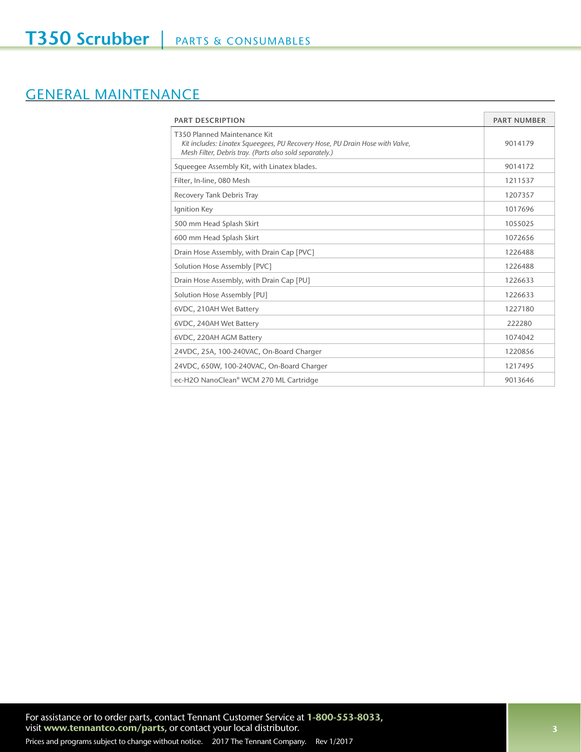## GENERAL MAINTENANCE

| PART DESCRIPTION | PART NUMBER |
|---|---|
| T350 Planned Maintenance Kit<br>*Kit includes: Linatex Squeegees, PU Recovery Hose, PU Drain Hose with Valve, Mesh Filter, Debris tray. (Parts also sold separately.)* | 9014179 |
| Squeegee Assembly Kit, with Linatex blades. | 9014172 |
| Filter, In-line, 080 Mesh | 1211537 |
| Recovery Tank Debris Tray | 1207357 |
| Ignition Key | 1017696 |
| 500 mm Head Splash Skirt | 1055025 |
| 600 mm Head Splash Skirt | 1072656 |
| Drain Hose Assembly, with Drain Cap [PVC] | 1226488 |
| Solution Hose Assembly [PVC] | 1226488 |
| Drain Hose Assembly, with Drain Cap [PU] | 1226633 |
| Solution Hose Assembly [PU] | 1226633 |
| 6VDC, 210AH Wet Battery | 1227180 |
| 6VDC, 240AH Wet Battery | 222280 |
| 6VDC, 220AH AGM Battery | 1074042 |
| 24VDC, 25A, 100-240VAC, On-Board Charger | 1220856 |
| 24VDC, 650W, 100-240VAC, On-Board Charger | 1217495 |
| ec-H2O NanoClean® WCM 270 ML Cartridge | 9013646 |

For assistance or to order parts, contact Tennant Customer Service at **1-800-553-8033**, visit **www.tennantco.com/parts**, or contact your local distributor.

Prices and programs subject to change without notice. 2017 The Tennant Company. Rev 1/2017